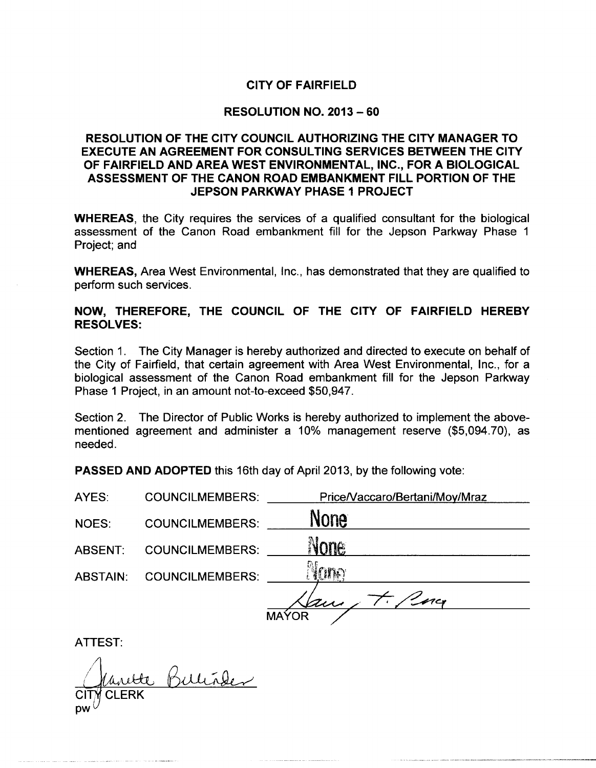# CITY OF FAIRFIELD

## RESOLUTION NO. 2013 – 60

### RESOLUTION OF THE CITY COUNCIL AUTHORIZING THE CITY MANAGER TO EXECUTE AN AGREEMENT FOR CONSULTING SERVICES BETWEEN THE CITY OF FAIRFIELD AND AREA WEST ENVIRONMENTAL, INC., FOR A BIOLOGICAL ASSESSMENT OF THE CANON ROAD EMBANKMENT FILL PORTION OF THE JEPSON PARKWAY PHASE 1 PROJECT

**WHEREAS**, the City requires the services of a qualified consultant for the biological assessment of the Canon Road embankment fill for the Jepson Parkway Phase 1 Project; and

**WHEREAS,** Area West Environmental, Inc., has demonstrated that they are qualified to perform such services.

**NOW, THEREFORE, THE COUNCIL OF THE CITY OF FAIRFIELD HEREBY RESOLVES:**

Section 1. The City Manager is hereby authorized and directed to execute on behalf of the City of Fairfield, that certain agreement with Area West Environmental, Inc., for a biological assessment of the Canon Road embankment fill for the Jepson Parkway Phase 1 Project, in an amount not-to-exceed $50,947.

Section 2. The Director of Public Works is hereby authorized to implement the above-mentioned agreement and administer a 10% management reserve ($5,094.70), as needed.

**PASSED AND ADOPTED** this 16th day of April 2013, by the following vote:

| | | |
|---|---|---|
| AYES: | COUNCILMEMBERS: | Price/Vaccaro/Bertani/Moy/Mraz |
| NOES: | COUNCILMEMBERS: | None |
| ABSENT: | COUNCILMEMBERS: | None |
| ABSTAIN: | COUNCILMEMBERS: | None |

MAYOR

ATTEST:

CITY CLERK

pw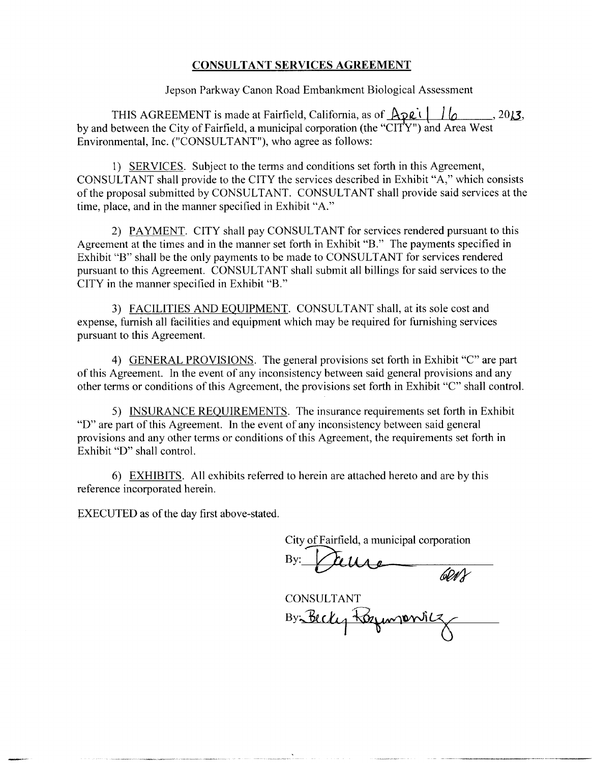## CONSULTANT SERVICES AGREEMENT

Jepson Parkway Canon Road Embankment Biological Assessment

THIS AGREEMENT is made at Fairfield, California, as of April 16, 2013, by and between the City of Fairfield, a municipal corporation (the "CITY") and Area West Environmental, Inc. ("CONSULTANT"), who agree as follows:

1) SERVICES. Subject to the terms and conditions set forth in this Agreement, CONSULTANT shall provide to the CITY the services described in Exhibit "A," which consists of the proposal submitted by CONSULTANT. CONSULTANT shall provide said services at the time, place, and in the manner specified in Exhibit "A."

2) PAYMENT. CITY shall pay CONSULTANT for services rendered pursuant to this Agreement at the times and in the manner set forth in Exhibit "B." The payments specified in Exhibit "B" shall be the only payments to be made to CONSULTANT for services rendered pursuant to this Agreement. CONSULTANT shall submit all billings for said services to the CITY in the manner specified in Exhibit "B."

3) FACILITIES AND EQUIPMENT. CONSULTANT shall, at its sole cost and expense, furnish all facilities and equipment which may be required for furnishing services pursuant to this Agreement.

4) GENERAL PROVISIONS. The general provisions set forth in Exhibit "C" are part of this Agreement. In the event of any inconsistency between said general provisions and any other terms or conditions of this Agreement, the provisions set forth in Exhibit "C" shall control.

5) INSURANCE REQUIREMENTS. The insurance requirements set forth in Exhibit "D" are part of this Agreement. In the event of any inconsistency between said general provisions and any other terms or conditions of this Agreement, the requirements set forth in Exhibit "D" shall control.

6) EXHIBITS. All exhibits referred to herein are attached hereto and are by this reference incorporated herein.

EXECUTED as of the day first above-stated.

City of Fairfield, a municipal corporation

By: Dawne

CONSULTANT

By: Becky Rozumowicz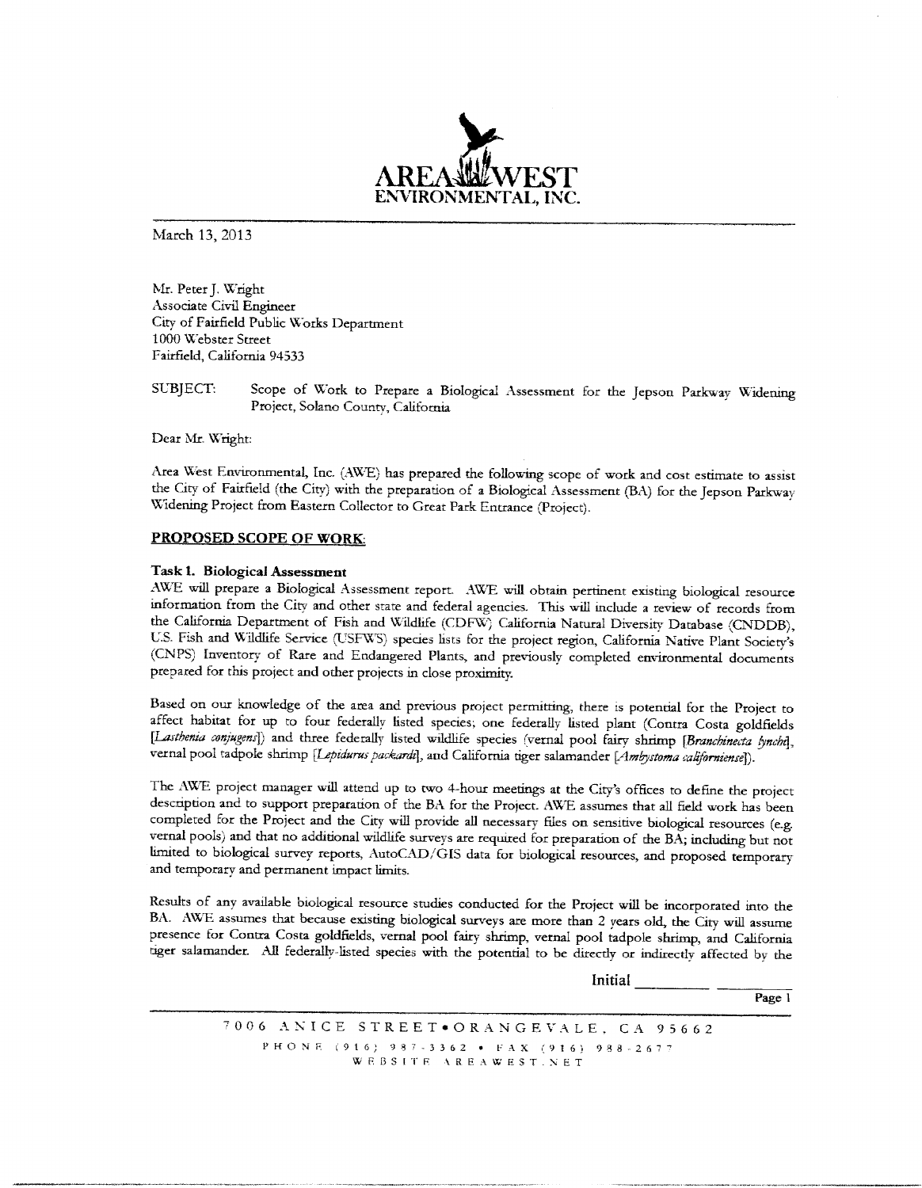AREA WEST ENVIRONMENTAL, INC.

March 13, 2013

Mr. Peter J. Wright
Associate Civil Engineer
City of Fairfield Public Works Department
1000 Webster Street
Fairfield, California 94533

SUBJECT: Scope of Work to Prepare a Biological Assessment for the Jepson Parkway Widening Project, Solano County, California

Dear Mr. Wright:

Area West Environmental, Inc. (AWE) has prepared the following scope of work and cost estimate to assist the City of Fairfield (the City) with the preparation of a Biological Assessment (BA) for the Jepson Parkway Widening Project from Eastern Collector to Great Park Entrance (Project).

**PROPOSED SCOPE OF WORK:**

**Task 1. Biological Assessment**

AWE will prepare a Biological Assessment report. AWE will obtain pertinent existing biological resource information from the City and other state and federal agencies. This will include a review of records from the California Department of Fish and Wildlife (CDFW) California Natural Diversity Database (CNDDB), U.S. Fish and Wildlife Service (USFWS) species lists for the project region, California Native Plant Society's (CNPS) Inventory of Rare and Endangered Plants, and previously completed environmental documents prepared for this project and other projects in close proximity.

Based on our knowledge of the area and previous project permitting, there is potential for the Project to affect habitat for up to four federally listed species; one federally listed plant (Contra Costa goldfields [*Lasthenia conjugens*]) and three federally listed wildlife species (vernal pool fairy shrimp [*Branchinecta lynchi*], vernal pool tadpole shrimp [*Lepidurus packardi*], and California tiger salamander [*Ambystoma californiense*]).

The AWE project manager will attend up to two 4-hour meetings at the City's offices to define the project description and to support preparation of the BA for the Project. AWE assumes that all field work has been completed for the Project and the City will provide all necessary files on sensitive biological resources (e.g. vernal pools) and that no additional wildlife surveys are required for preparation of the BA; including but not limited to biological survey reports, AutoCAD/GIS data for biological resources, and proposed temporary and temporary and permanent impact limits.

Results of any available biological resource studies conducted for the Project will be incorporated into the BA. AWE assumes that because existing biological surveys are more than 2 years old, the City will assume presence for Contra Costa goldfields, vernal pool fairy shrimp, vernal pool tadpole shrimp, and California tiger salamander. All federally-listed species with the potential to be directly or indirectly affected by the

Initial ________ ________

7006 ANICE STREET • ORANGEVALE, CA 95662
PHONE (916) 987-3362 • FAX (916) 988-2677
WEBSITE AREAWEST.NET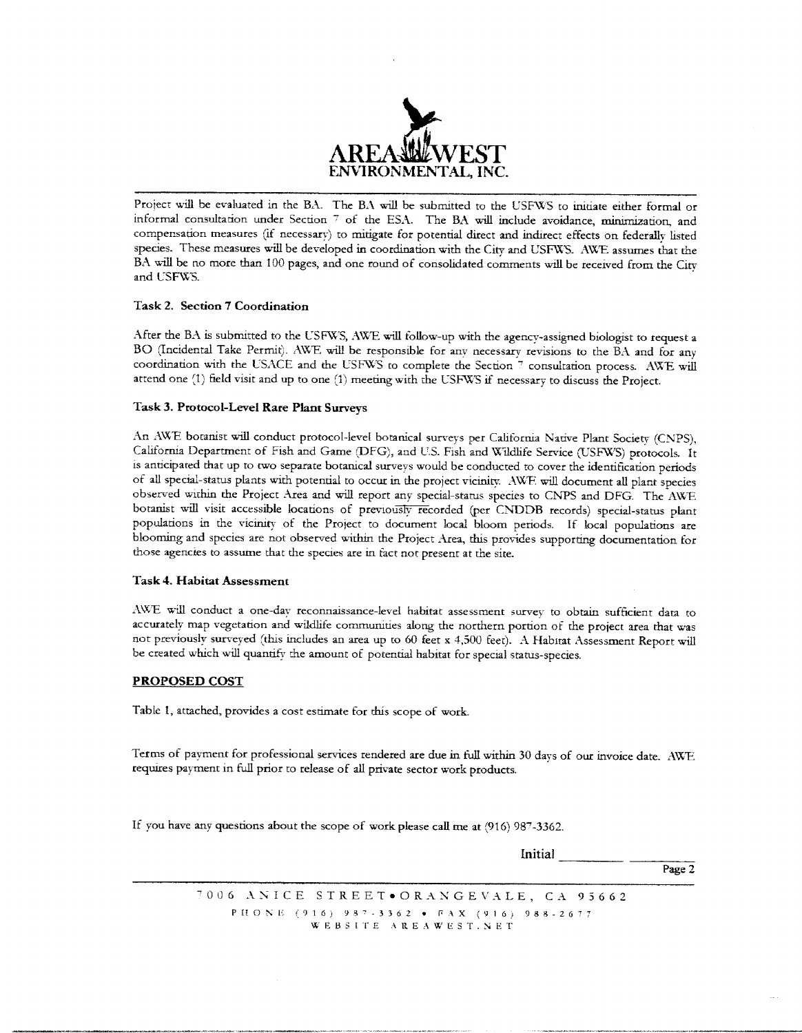Project will be evaluated in the BA. The BA will be submitted to the USFWS to initiate either formal or informal consultation under Section 7 of the ESA. The BA will include avoidance, minimization, and compensation measures (if necessary) to mitigate for potential direct and indirect effects on federally listed species. These measures will be developed in coordination with the City and USFWS. AWE assumes that the BA will be no more than 100 pages, and one round of consolidated comments will be received from the City and USFWS.

### Task 2. Section 7 Coordination

After the BA is submitted to the USFWS, AWE will follow-up with the agency-assigned biologist to request a BO (Incidental Take Permit). AWE will be responsible for any necessary revisions to the BA and for any coordination with the USACE and the USFWS to complete the Section 7 consultation process. AWE will attend one (1) field visit and up to one (1) meeting with the USFWS if necessary to discuss the Project.

### Task 3. Protocol-Level Rare Plant Surveys

An AWE botanist will conduct protocol-level botanical surveys per California Native Plant Society (CNPS), California Department of Fish and Game (DFG), and U.S. Fish and Wildlife Service (USFWS) protocols. It is anticipated that up to two separate botanical surveys would be conducted to cover the identification periods of all special-status plants with potential to occur in the project vicinity. AWE will document all plant species observed within the Project Area and will report any special-status species to CNPS and DFG. The AWE botanist will visit accessible locations of previously recorded (per CNDDB records) special-status plant populations in the vicinity of the Project to document local bloom periods. If local populations are blooming and species are not observed within the Project Area, this provides supporting documentation for those agencies to assume that the species are in fact not present at the site.

### Task 4. Habitat Assessment

AWE will conduct a one-day reconnaissance-level habitat assessment survey to obtain sufficient data to accurately map vegetation and wildlife communities along the northern portion of the project area that was not previously surveyed (this includes an area up to 60 feet x 4,500 feet). A Habitat Assessment Report will be created which will quantify the amount of potential habitat for special status-species.

## PROPOSED COST

Table 1, attached, provides a cost estimate for this scope of work.

Terms of payment for professional services rendered are due in full within 30 days of our invoice date. AWE requires payment in full prior to release of all private sector work products.

If you have any questions about the scope of work please call me at (916) 987-3362.

Initial _________ _________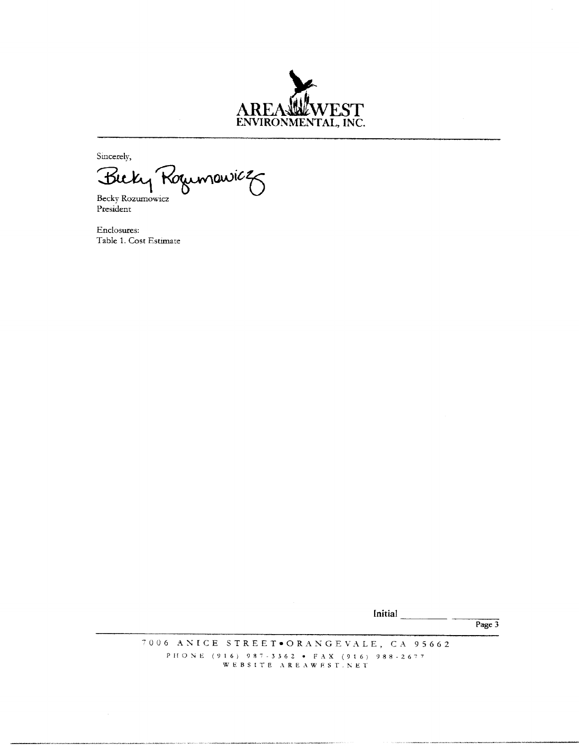Sincerely,

Becky Rozumowicz
President

Enclosures:
Table 1. Cost Estimate

Initial __________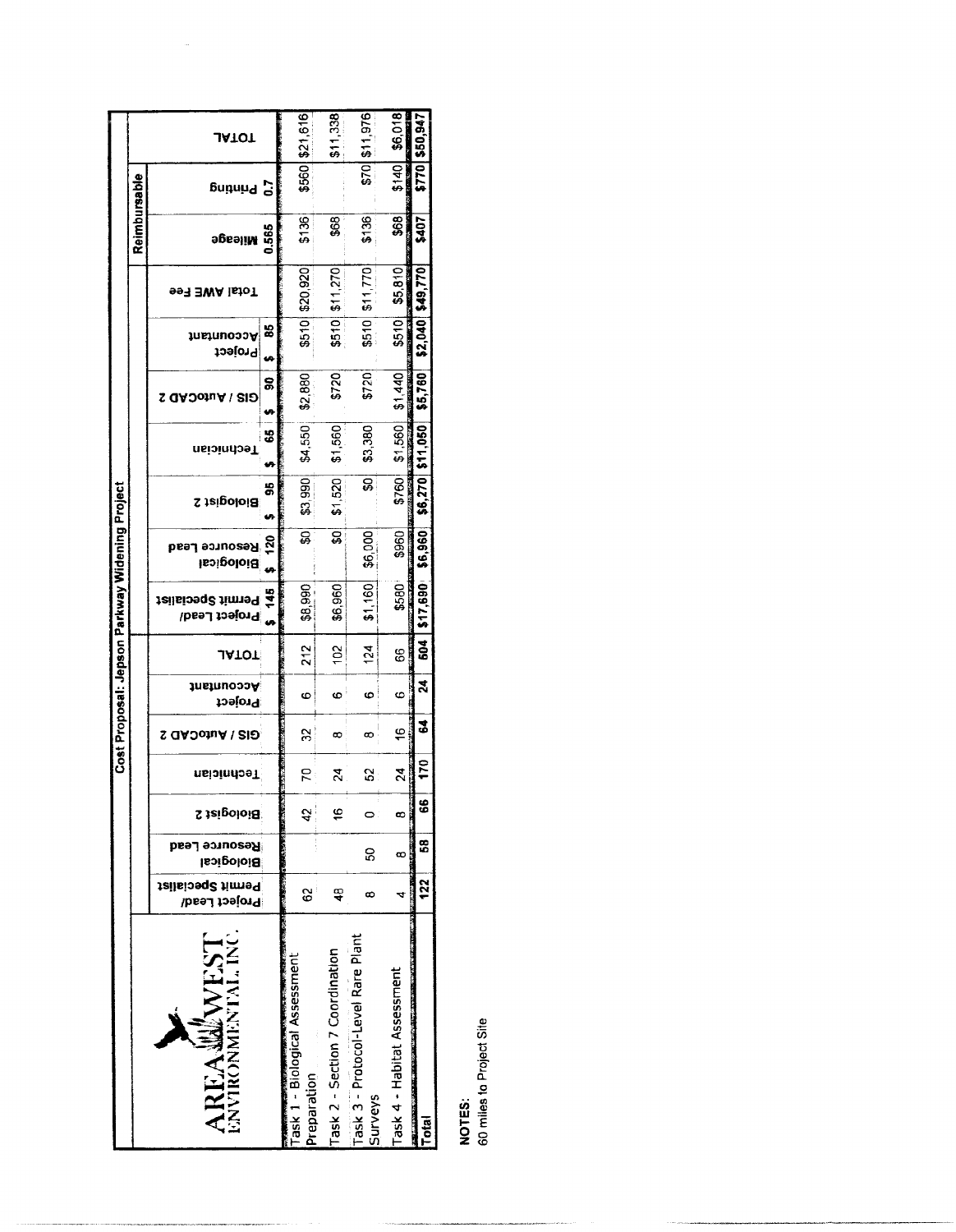## Cost Proposal: Jepson Parkway Widening Project

AREA WEST ENVIRONMENTAL, INC.

| | Hours | | | | | | | Fees | | | | | | | Reimbursable | | |
|---|---|---|---|---|---|---|---|---|---|---|---|---|---|---|---|---|---|
| | Project Lead/ Permit Specialist | Biological Resource Lead | Biologist 2 | Technician | GIS / AutoCAD 2 | Project Accountant | TOTAL | Project Lead/ Permit Specialist | Biological Resource Lead | Biologist 2 | Technician | GIS / AutoCAD 2 | Project Accountant | Total AWE Fee | Mileage | Printing | TOTAL |
| | | | | | | | | $ 145 | $ 120 | $ 95 | $ 65 | $ 90 | $ 85 | | 0.565 | 0.7 | |
| Task 1 - Biological Assessment Preparation | 62 | | 42 | 70 | 32 | 6 | 212 | $8,990 | $0 | $3,990 | $4,550 | $2,880 | $510 | $20,920 | $136 | $560 | $21,616 |
| Task 2 - Section 7 Coordination | 48 | | 16 | 24 | 8 | 6 | 102 | $6,960 | $0 | $1,520 | $1,560 | $720 | $510 | $11,270 | $68 | | $11,338 |
| Task 3 - Protocol-Level Rare Plant Surveys | 8 | 50 | 0 | 52 | 8 | 6 | 124 | $1,160 | $6,000 | $0 | $3,380 | $720 | $510 | $11,770 | $136 | $70 | $11,976 |
| Task 4 - Habitat Assessment | 4 | 8 | 8 | 24 | 16 | 6 | 66 | $580 | $960 | $760 | $1,560 | $1,440 | $510 | $5,810 | $68 | $140 | $6,018 |
| **Total** | **122** | **58** | **66** | **170** | **64** | **24** | **604** | **$17,690** | **$6,960** | **$6,270** | **$11,050** | **$5,760** | **$2,040** | **$49,770** | **$407** | **$770** | **$50,947** |

**NOTES:**
60 miles to Project Site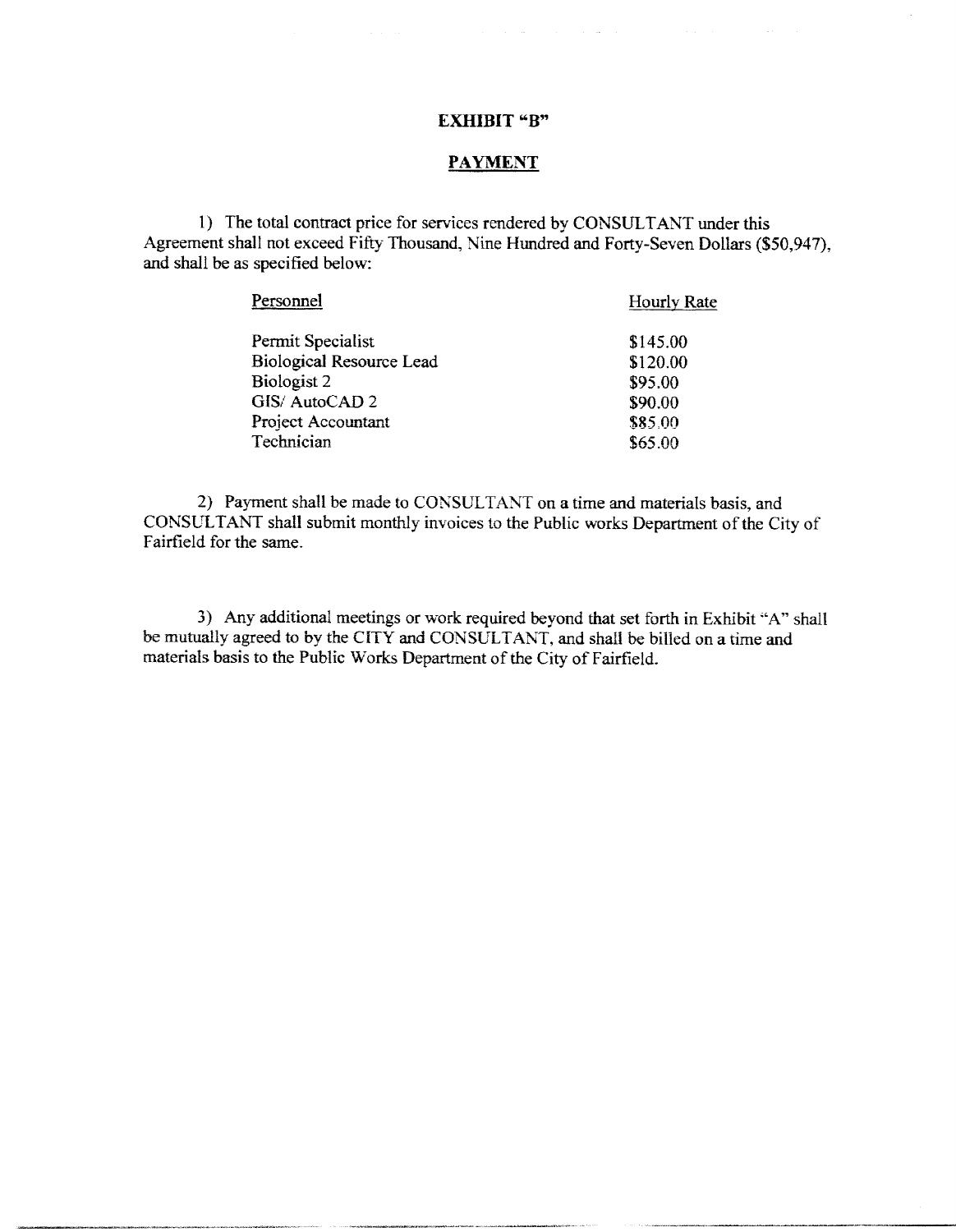# EXHIBIT "B"

## PAYMENT

1) The total contract price for services rendered by CONSULTANT under this Agreement shall not exceed Fifty Thousand, Nine Hundred and Forty-Seven Dollars ($50,947), and shall be as specified below:

| Personnel | Hourly Rate |
| --- | --- |
| Permit Specialist | $145.00 |
| Biological Resource Lead | $120.00 |
| Biologist 2 | $95.00 |
| GIS/ AutoCAD 2 | $90.00 |
| Project Accountant | $85.00 |
| Technician | $65.00 |

2) Payment shall be made to CONSULTANT on a time and materials basis, and CONSULTANT shall submit monthly invoices to the Public works Department of the City of Fairfield for the same.

3) Any additional meetings or work required beyond that set forth in Exhibit "A" shall be mutually agreed to by the CITY and CONSULTANT, and shall be billed on a time and materials basis to the Public Works Department of the City of Fairfield.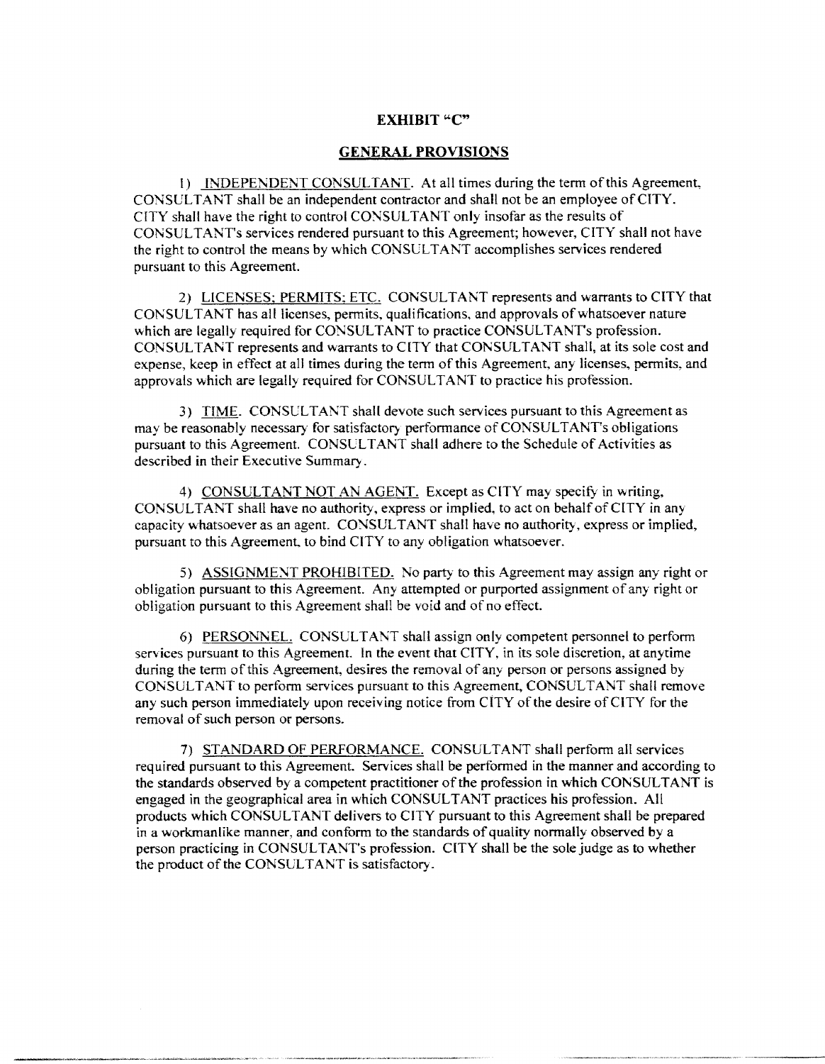# EXHIBIT "C"

## GENERAL PROVISIONS

1) INDEPENDENT CONSULTANT. At all times during the term of this Agreement, CONSULTANT shall be an independent contractor and shall not be an employee of CITY. CITY shall have the right to control CONSULTANT only insofar as the results of CONSULTANT's services rendered pursuant to this Agreement; however, CITY shall not have the right to control the means by which CONSULTANT accomplishes services rendered pursuant to this Agreement.

2) LICENSES; PERMITS; ETC. CONSULTANT represents and warrants to CITY that CONSULTANT has all licenses, permits, qualifications, and approvals of whatsoever nature which are legally required for CONSULTANT to practice CONSULTANT's profession. CONSULTANT represents and warrants to CITY that CONSULTANT shall, at its sole cost and expense, keep in effect at all times during the term of this Agreement, any licenses, permits, and approvals which are legally required for CONSULTANT to practice his profession.

3) TIME. CONSULTANT shall devote such services pursuant to this Agreement as may be reasonably necessary for satisfactory performance of CONSULTANT's obligations pursuant to this Agreement. CONSULTANT shall adhere to the Schedule of Activities as described in their Executive Summary.

4) CONSULTANT NOT AN AGENT. Except as CITY may specify in writing, CONSULTANT shall have no authority, express or implied, to act on behalf of CITY in any capacity whatsoever as an agent. CONSULTANT shall have no authority, express or implied, pursuant to this Agreement, to bind CITY to any obligation whatsoever.

5) ASSIGNMENT PROHIBITED. No party to this Agreement may assign any right or obligation pursuant to this Agreement. Any attempted or purported assignment of any right or obligation pursuant to this Agreement shall be void and of no effect.

6) PERSONNEL. CONSULTANT shall assign only competent personnel to perform services pursuant to this Agreement. In the event that CITY, in its sole discretion, at anytime during the term of this Agreement, desires the removal of any person or persons assigned by CONSULTANT to perform services pursuant to this Agreement, CONSULTANT shall remove any such person immediately upon receiving notice from CITY of the desire of CITY for the removal of such person or persons.

7) STANDARD OF PERFORMANCE. CONSULTANT shall perform all services required pursuant to this Agreement. Services shall be performed in the manner and according to the standards observed by a competent practitioner of the profession in which CONSULTANT is engaged in the geographical area in which CONSULTANT practices his profession. All products which CONSULTANT delivers to CITY pursuant to this Agreement shall be prepared in a workmanlike manner, and conform to the standards of quality normally observed by a person practicing in CONSULTANT's profession. CITY shall be the sole judge as to whether the product of the CONSULTANT is satisfactory.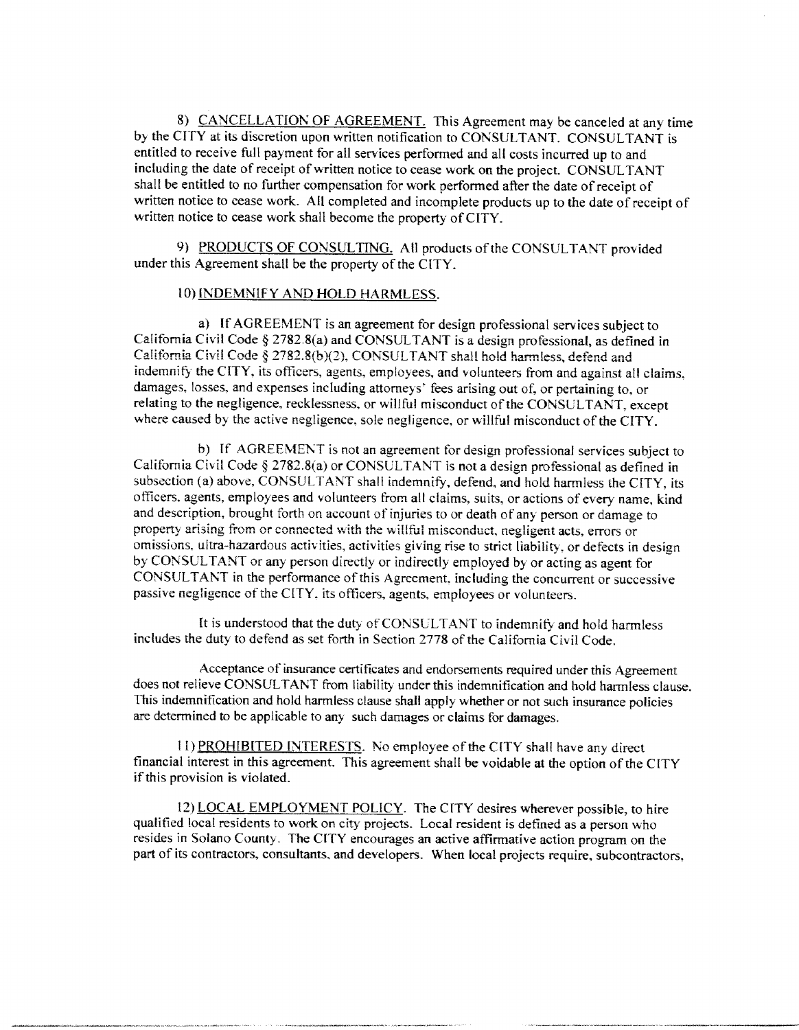8) <u>CANCELLATION OF AGREEMENT.</u> This Agreement may be canceled at any time by the CITY at its discretion upon written notification to CONSULTANT. CONSULTANT is entitled to receive full payment for all services performed and all costs incurred up to and including the date of receipt of written notice to cease work on the project. CONSULTANT shall be entitled to no further compensation for work performed after the date of receipt of written notice to cease work. All completed and incomplete products up to the date of receipt of written notice to cease work shall become the property of CITY.

9) <u>PRODUCTS OF CONSULTING.</u> All products of the CONSULTANT provided under this Agreement shall be the property of the CITY.

10) <u>INDEMNIFY AND HOLD HARMLESS.</u>

a) If AGREEMENT is an agreement for design professional services subject to California Civil Code § 2782.8(a) and CONSULTANT is a design professional, as defined in California Civil Code § 2782.8(b)(2), CONSULTANT shall hold harmless, defend and indemnify the CITY, its officers, agents, employees, and volunteers from and against all claims, damages, losses, and expenses including attorneys' fees arising out of, or pertaining to, or relating to the negligence, recklessness, or willful misconduct of the CONSULTANT, except where caused by the active negligence, sole negligence, or willful misconduct of the CITY.

b) If AGREEMENT is not an agreement for design professional services subject to California Civil Code § 2782.8(a) or CONSULTANT is not a design professional as defined in subsection (a) above, CONSULTANT shall indemnify, defend, and hold harmless the CITY, its officers, agents, employees and volunteers from all claims, suits, or actions of every name, kind and description, brought forth on account of injuries to or death of any person or damage to property arising from or connected with the willful misconduct, negligent acts, errors or omissions, ultra-hazardous activities, activities giving rise to strict liability, or defects in design by CONSULTANT or any person directly or indirectly employed by or acting as agent for CONSULTANT in the performance of this Agreement, including the concurrent or successive passive negligence of the CITY, its officers, agents, employees or volunteers.

It is understood that the duty of CONSULTANT to indemnify and hold harmless includes the duty to defend as set forth in Section 2778 of the California Civil Code.

Acceptance of insurance certificates and endorsements required under this Agreement does not relieve CONSULTANT from liability under this indemnification and hold harmless clause. This indemnification and hold harmless clause shall apply whether or not such insurance policies are determined to be applicable to any such damages or claims for damages.

11) <u>PROHIBITED INTERESTS</u>. No employee of the CITY shall have any direct financial interest in this agreement. This agreement shall be voidable at the option of the CITY if this provision is violated.

12) <u>LOCAL EMPLOYMENT POLICY</u>. The CITY desires wherever possible, to hire qualified local residents to work on city projects. Local resident is defined as a person who resides in Solano County. The CITY encourages an active affirmative action program on the part of its contractors, consultants, and developers. When local projects require, subcontractors,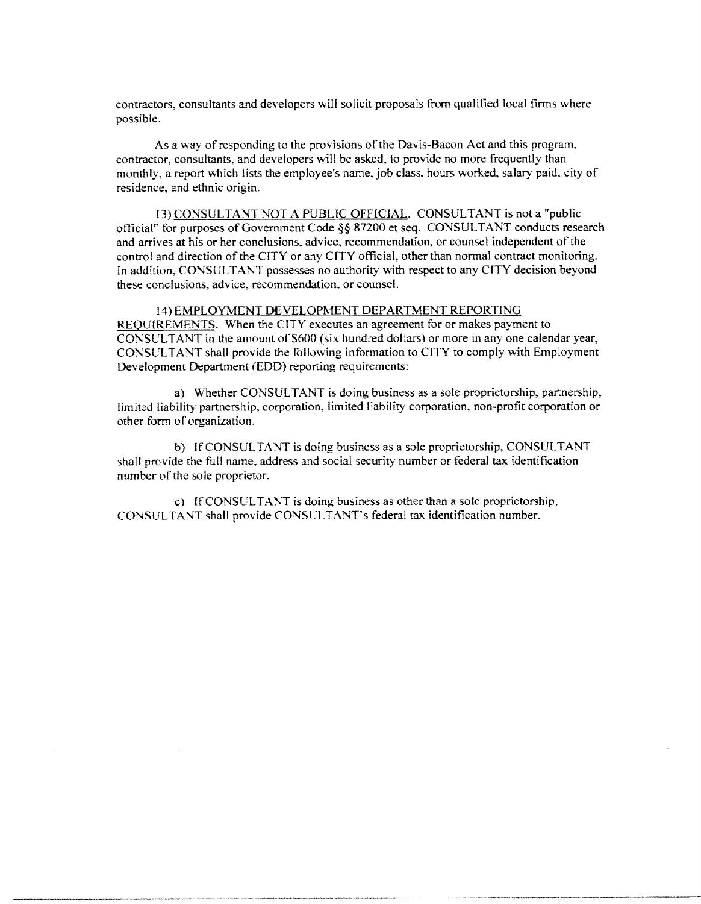contractors, consultants and developers will solicit proposals from qualified local firms where possible.

As a way of responding to the provisions of the Davis-Bacon Act and this program, contractor, consultants, and developers will be asked, to provide no more frequently than monthly, a report which lists the employee's name, job class, hours worked, salary paid, city of residence, and ethnic origin.

13) <u>CONSULTANT NOT A PUBLIC OFFICIAL</u>. CONSULTANT is not a "public official" for purposes of Government Code §§ 87200 et seq. CONSULTANT conducts research and arrives at his or her conclusions, advice, recommendation, or counsel independent of the control and direction of the CITY or any CITY official, other than normal contract monitoring. In addition, CONSULTANT possesses no authority with respect to any CITY decision beyond these conclusions, advice, recommendation, or counsel.

14) <u>EMPLOYMENT DEVELOPMENT DEPARTMENT REPORTING REQUIREMENTS</u>. When the CITY executes an agreement for or makes payment to CONSULTANT in the amount of $600 (six hundred dollars) or more in any one calendar year, CONSULTANT shall provide the following information to CITY to comply with Employment Development Department (EDD) reporting requirements:

a) Whether CONSULTANT is doing business as a sole proprietorship, partnership, limited liability partnership, corporation, limited liability corporation, non-profit corporation or other form of organization.

b) If CONSULTANT is doing business as a sole proprietorship, CONSULTANT shall provide the full name, address and social security number or federal tax identification number of the sole proprietor.

c) If CONSULTANT is doing business as other than a sole proprietorship, CONSULTANT shall provide CONSULTANT's federal tax identification number.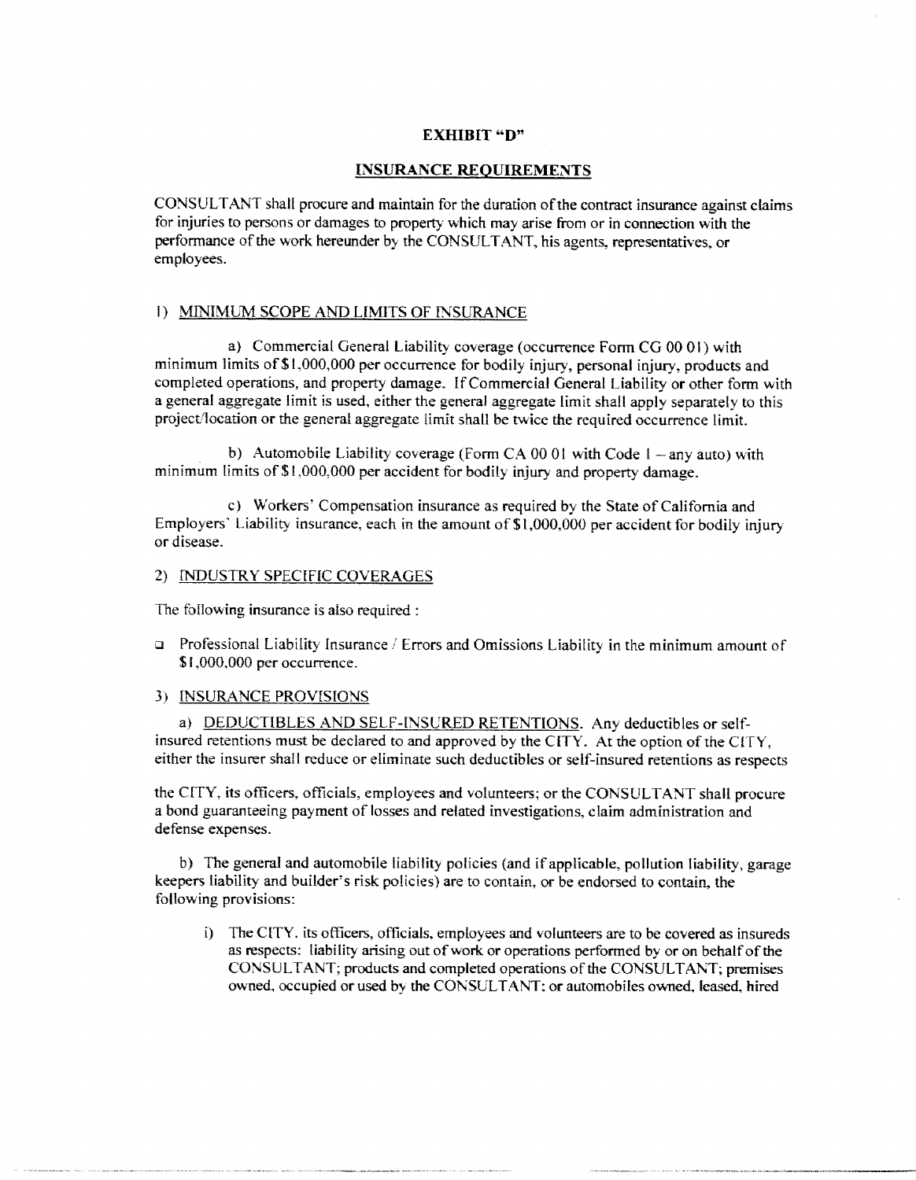## EXHIBIT "D"

## INSURANCE REQUIREMENTS

CONSULTANT shall procure and maintain for the duration of the contract insurance against claims for injuries to persons or damages to property which may arise from or in connection with the performance of the work hereunder by the CONSULTANT, his agents, representatives, or employees.

1) MINIMUM SCOPE AND LIMITS OF INSURANCE

a) Commercial General Liability coverage (occurrence Form CG 00 01) with minimum limits of $1,000,000 per occurrence for bodily injury, personal injury, products and completed operations, and property damage. If Commercial General Liability or other form with a general aggregate limit is used, either the general aggregate limit shall apply separately to this project/location or the general aggregate limit shall be twice the required occurrence limit.

b) Automobile Liability coverage (Form CA 00 01 with Code 1 – any auto) with minimum limits of $1,000,000 per accident for bodily injury and property damage.

c) Workers' Compensation insurance as required by the State of California and Employers' Liability insurance, each in the amount of $1,000,000 per accident for bodily injury or disease.

2) INDUSTRY SPECIFIC COVERAGES

The following insurance is also required :

- Professional Liability Insurance / Errors and Omissions Liability in the minimum amount of $1,000,000 per occurrence.

3) INSURANCE PROVISIONS

a) DEDUCTIBLES AND SELF-INSURED RETENTIONS. Any deductibles or self-insured retentions must be declared to and approved by the CITY. At the option of the CITY, either the insurer shall reduce or eliminate such deductibles or self-insured retentions as respects the CITY, its officers, officials, employees and volunteers; or the CONSULTANT shall procure a bond guaranteeing payment of losses and related investigations, claim administration and defense expenses.

b) The general and automobile liability policies (and if applicable, pollution liability, garage keepers liability and builder's risk policies) are to contain, or be endorsed to contain, the following provisions:

i) The CITY, its officers, officials, employees and volunteers are to be covered as insureds as respects: liability arising out of work or operations performed by or on behalf of the CONSULTANT; products and completed operations of the CONSULTANT; premises owned, occupied or used by the CONSULTANT; or automobiles owned, leased, hired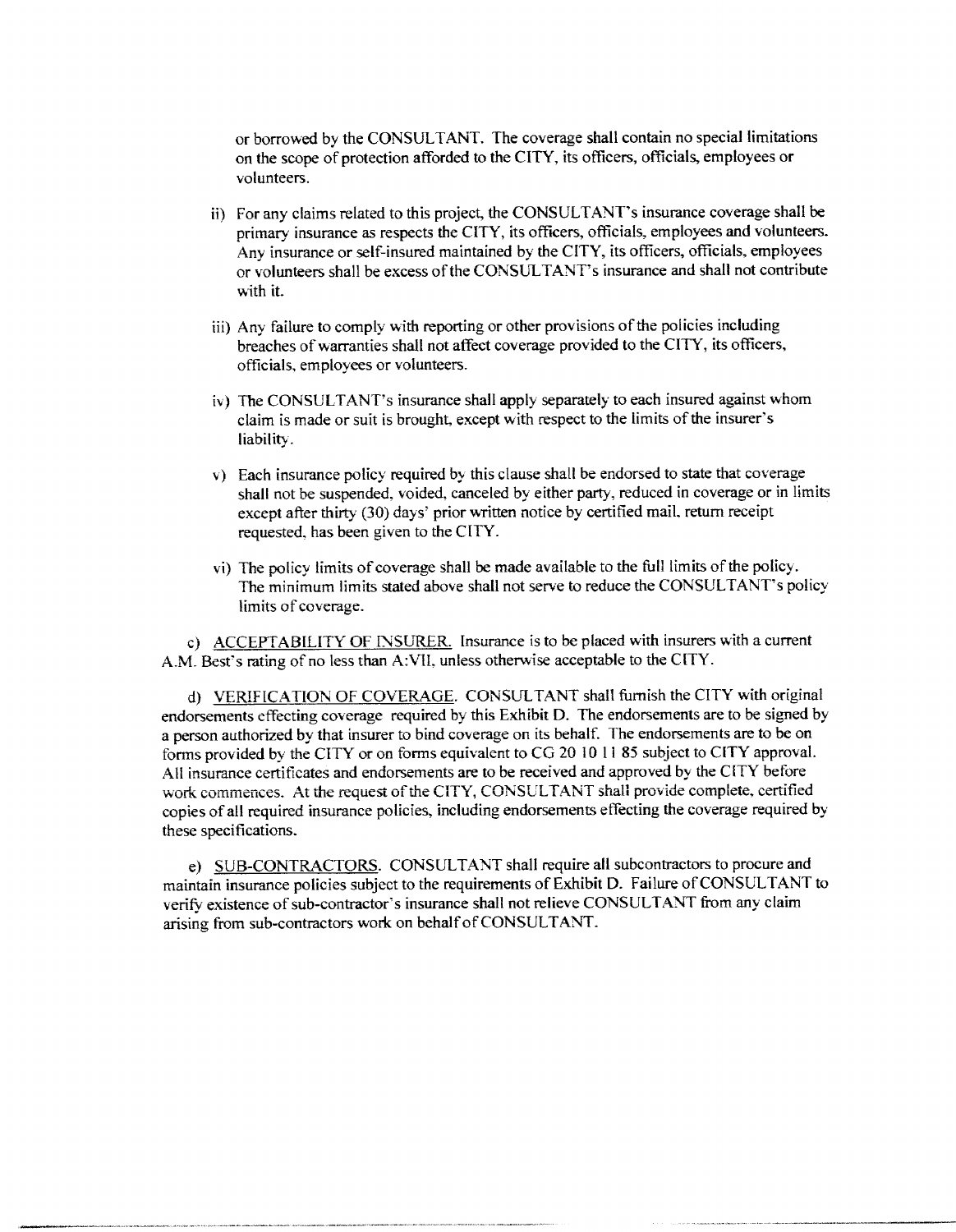or borrowed by the CONSULTANT. The coverage shall contain no special limitations on the scope of protection afforded to the CITY, its officers, officials, employees or volunteers.

ii) For any claims related to this project, the CONSULTANT's insurance coverage shall be primary insurance as respects the CITY, its officers, officials, employees and volunteers. Any insurance or self-insured maintained by the CITY, its officers, officials, employees or volunteers shall be excess of the CONSULTANT's insurance and shall not contribute with it.

iii) Any failure to comply with reporting or other provisions of the policies including breaches of warranties shall not affect coverage provided to the CITY, its officers, officials, employees or volunteers.

iv) The CONSULTANT's insurance shall apply separately to each insured against whom claim is made or suit is brought, except with respect to the limits of the insurer's liability.

v) Each insurance policy required by this clause shall be endorsed to state that coverage shall not be suspended, voided, canceled by either party, reduced in coverage or in limits except after thirty (30) days' prior written notice by certified mail, return receipt requested, has been given to the CITY.

vi) The policy limits of coverage shall be made available to the full limits of the policy. The minimum limits stated above shall not serve to reduce the CONSULTANT's policy limits of coverage.

c) ACCEPTABILITY OF INSURER. Insurance is to be placed with insurers with a current A.M. Best's rating of no less than A:VII, unless otherwise acceptable to the CITY.

d) VERIFICATION OF COVERAGE. CONSULTANT shall furnish the CITY with original endorsements effecting coverage required by this Exhibit D. The endorsements are to be signed by a person authorized by that insurer to bind coverage on its behalf. The endorsements are to be on forms provided by the CITY or on forms equivalent to CG 20 10 11 85 subject to CITY approval. All insurance certificates and endorsements are to be received and approved by the CITY before work commences. At the request of the CITY, CONSULTANT shall provide complete, certified copies of all required insurance policies, including endorsements effecting the coverage required by these specifications.

e) SUB-CONTRACTORS. CONSULTANT shall require all subcontractors to procure and maintain insurance policies subject to the requirements of Exhibit D. Failure of CONSULTANT to verify existence of sub-contractor's insurance shall not relieve CONSULTANT from any claim arising from sub-contractors work on behalf of CONSULTANT.